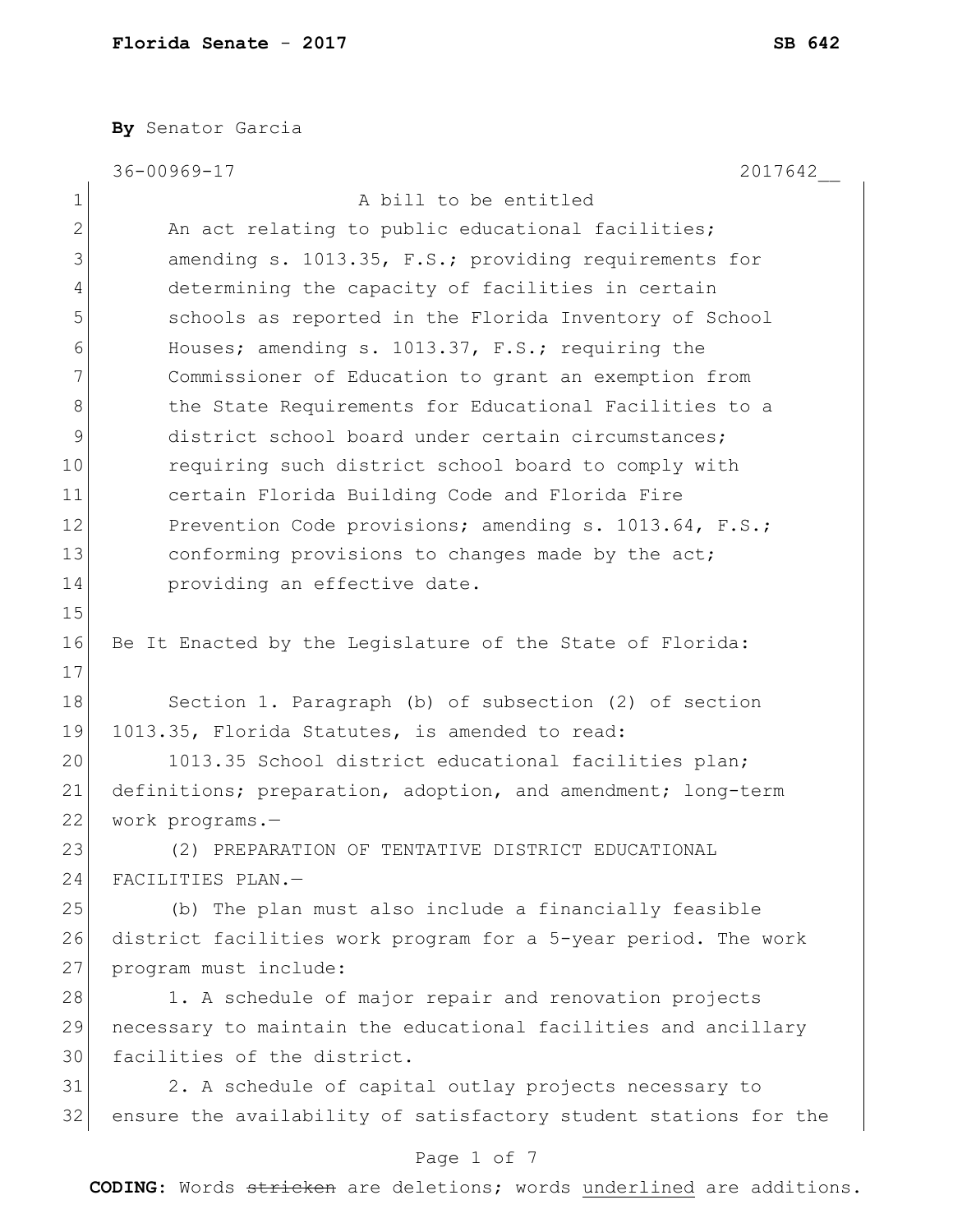**Florida Senate - 2017** **SB 642**

**By** Senator Garcia

36-00969-17 2017642__

A bill to be entitled

An act relating to public educational facilities; amending s. 1013.35, F.S.; providing requirements for determining the capacity of facilities in certain schools as reported in the Florida Inventory of School Houses; amending s. 1013.37, F.S.; requiring the Commissioner of Education to grant an exemption from the State Requirements for Educational Facilities to a district school board under certain circumstances; requiring such district school board to comply with certain Florida Building Code and Florida Fire Prevention Code provisions; amending s. 1013.64, F.S.; conforming provisions to changes made by the act; providing an effective date.

Be It Enacted by the Legislature of the State of Florida:

Section 1. Paragraph (b) of subsection (2) of section 1013.35, Florida Statutes, is amended to read:

1013.35 School district educational facilities plan; definitions; preparation, adoption, and amendment; long-term work programs.—

(2) PREPARATION OF TENTATIVE DISTRICT EDUCATIONAL FACILITIES PLAN.—

(b) The plan must also include a financially feasible district facilities work program for a 5-year period. The work program must include:

1. A schedule of major repair and renovation projects necessary to maintain the educational facilities and ancillary facilities of the district.

2. A schedule of capital outlay projects necessary to ensure the availability of satisfactory student stations for the

**CODING:** Words ~~stricken~~ are deletions; words <u>underlined</u> are additions.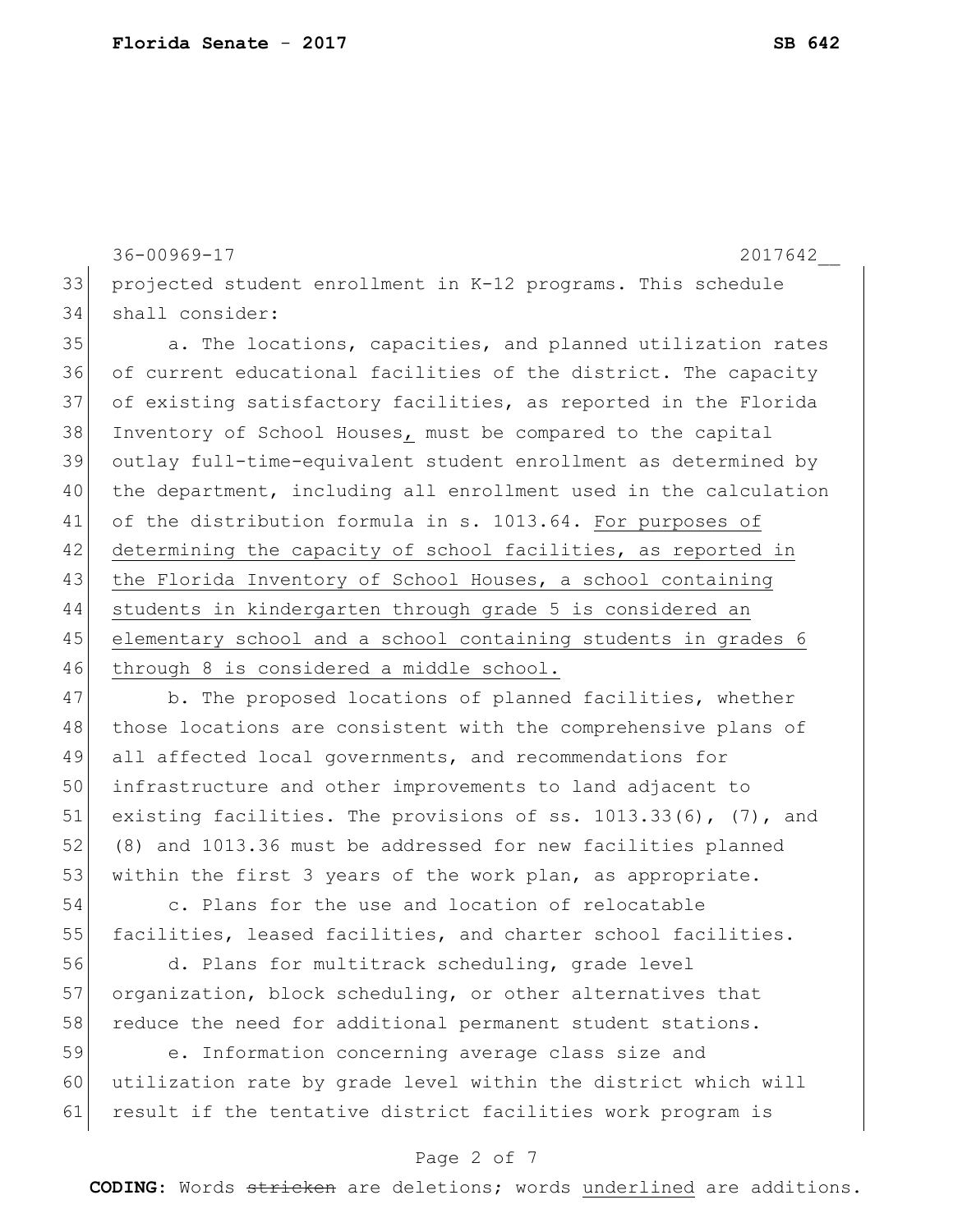36-00969-17 2017642__

projected student enrollment in K-12 programs. This schedule shall consider:

a. The locations, capacities, and planned utilization rates of current educational facilities of the district. The capacity of existing satisfactory facilities, as reported in the Florida Inventory of School Houses, must be compared to the capital outlay full-time-equivalent student enrollment as determined by the department, including all enrollment used in the calculation of the distribution formula in s. 1013.64. For purposes of determining the capacity of school facilities, as reported in the Florida Inventory of School Houses, a school containing students in kindergarten through grade 5 is considered an elementary school and a school containing students in grades 6 through 8 is considered a middle school.

b. The proposed locations of planned facilities, whether those locations are consistent with the comprehensive plans of all affected local governments, and recommendations for infrastructure and other improvements to land adjacent to existing facilities. The provisions of ss. 1013.33(6), (7), and (8) and 1013.36 must be addressed for new facilities planned within the first 3 years of the work plan, as appropriate.

c. Plans for the use and location of relocatable facilities, leased facilities, and charter school facilities.

d. Plans for multitrack scheduling, grade level organization, block scheduling, or other alternatives that reduce the need for additional permanent student stations.

e. Information concerning average class size and utilization rate by grade level within the district which will result if the tentative district facilities work program is

CODING: Words stricken are deletions; words underlined are additions.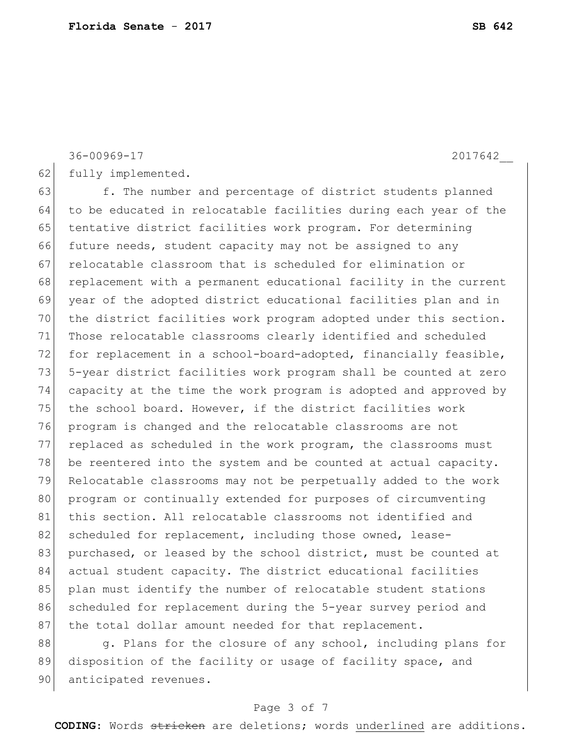fully implemented.

f. The number and percentage of district students planned to be educated in relocatable facilities during each year of the tentative district facilities work program. For determining future needs, student capacity may not be assigned to any relocatable classroom that is scheduled for elimination or replacement with a permanent educational facility in the current year of the adopted district educational facilities plan and in the district facilities work program adopted under this section. Those relocatable classrooms clearly identified and scheduled for replacement in a school-board-adopted, financially feasible, 5-year district facilities work program shall be counted at zero capacity at the time the work program is adopted and approved by the school board. However, if the district facilities work program is changed and the relocatable classrooms are not replaced as scheduled in the work program, the classrooms must be reentered into the system and be counted at actual capacity. Relocatable classrooms may not be perpetually added to the work program or continually extended for purposes of circumventing this section. All relocatable classrooms not identified and scheduled for replacement, including those owned, lease-purchased, or leased by the school district, must be counted at actual student capacity. The district educational facilities plan must identify the number of relocatable student stations scheduled for replacement during the 5-year survey period and the total dollar amount needed for that replacement.

g. Plans for the closure of any school, including plans for disposition of the facility or usage of facility space, and anticipated revenues.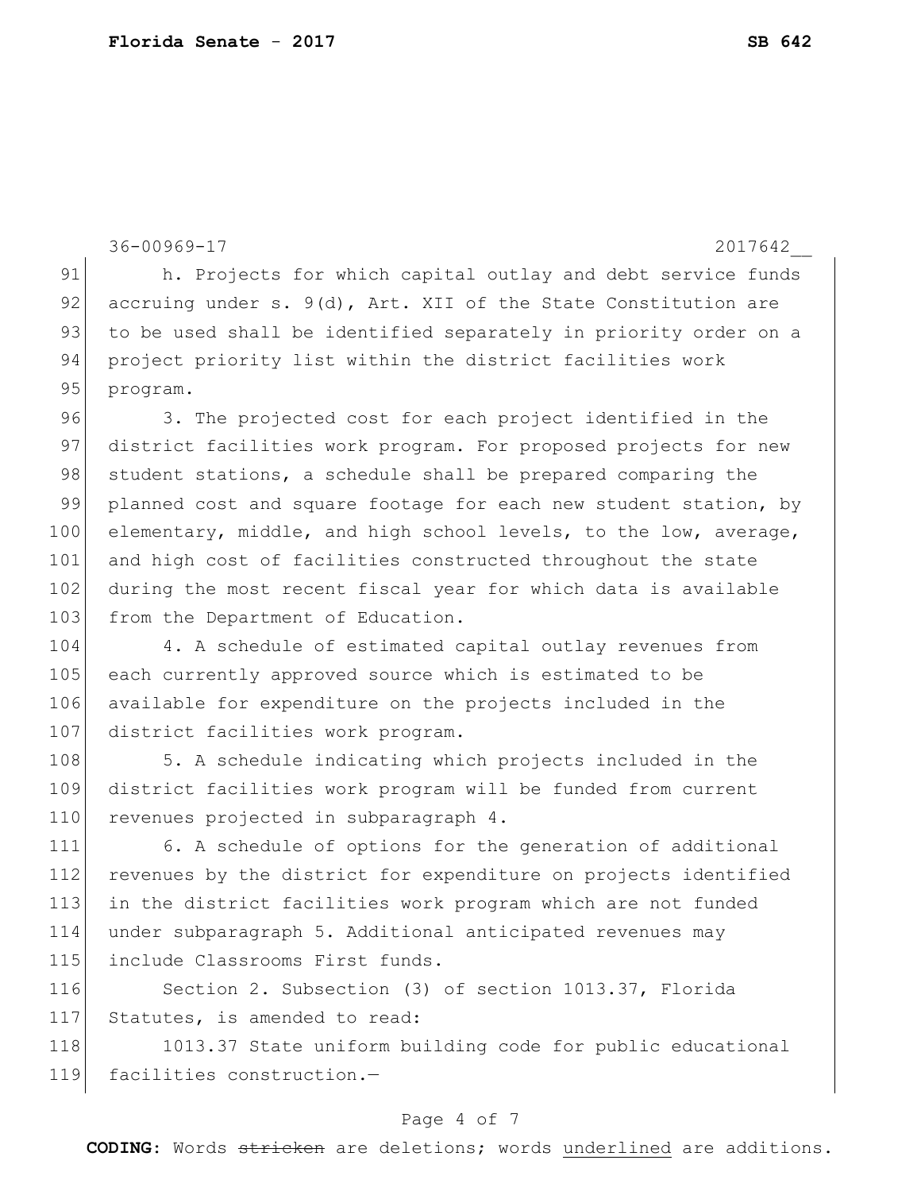h. Projects for which capital outlay and debt service funds accruing under s. 9(d), Art. XII of the State Constitution are to be used shall be identified separately in priority order on a project priority list within the district facilities work program.

3. The projected cost for each project identified in the district facilities work program. For proposed projects for new student stations, a schedule shall be prepared comparing the planned cost and square footage for each new student station, by elementary, middle, and high school levels, to the low, average, and high cost of facilities constructed throughout the state during the most recent fiscal year for which data is available from the Department of Education.

4. A schedule of estimated capital outlay revenues from each currently approved source which is estimated to be available for expenditure on the projects included in the district facilities work program.

5. A schedule indicating which projects included in the district facilities work program will be funded from current revenues projected in subparagraph 4.

6. A schedule of options for the generation of additional revenues by the district for expenditure on projects identified in the district facilities work program which are not funded under subparagraph 5. Additional anticipated revenues may include Classrooms First funds.

Section 2. Subsection (3) of section 1013.37, Florida Statutes, is amended to read:

1013.37 State uniform building code for public educational facilities construction.—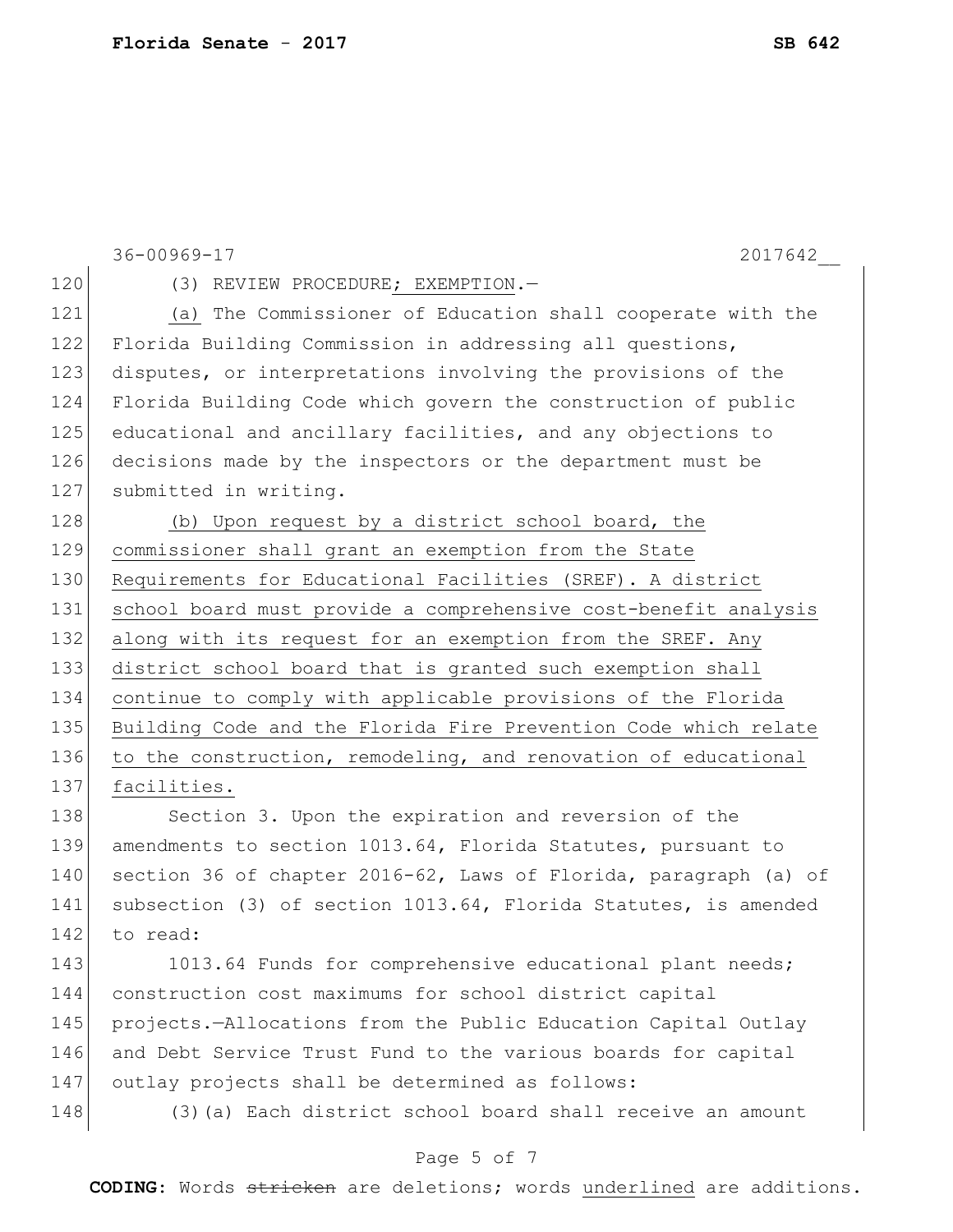(3) REVIEW PROCEDURE<u>; EXEMPTION</u>.—

<u>(a)</u> The Commissioner of Education shall cooperate with the Florida Building Commission in addressing all questions, disputes, or interpretations involving the provisions of the Florida Building Code which govern the construction of public educational and ancillary facilities, and any objections to decisions made by the inspectors or the department must be submitted in writing.

<u>(b) Upon request by a district school board, the commissioner shall grant an exemption from the State Requirements for Educational Facilities (SREF). A district school board must provide a comprehensive cost-benefit analysis along with its request for an exemption from the SREF. Any district school board that is granted such exemption shall continue to comply with applicable provisions of the Florida Building Code and the Florida Fire Prevention Code which relate to the construction, remodeling, and renovation of educational facilities.</u>

Section 3. Upon the expiration and reversion of the amendments to section 1013.64, Florida Statutes, pursuant to section 36 of chapter 2016-62, Laws of Florida, paragraph (a) of subsection (3) of section 1013.64, Florida Statutes, is amended to read:

1013.64 Funds for comprehensive educational plant needs; construction cost maximums for school district capital projects.—Allocations from the Public Education Capital Outlay and Debt Service Trust Fund to the various boards for capital outlay projects shall be determined as follows:

(3)(a) Each district school board shall receive an amount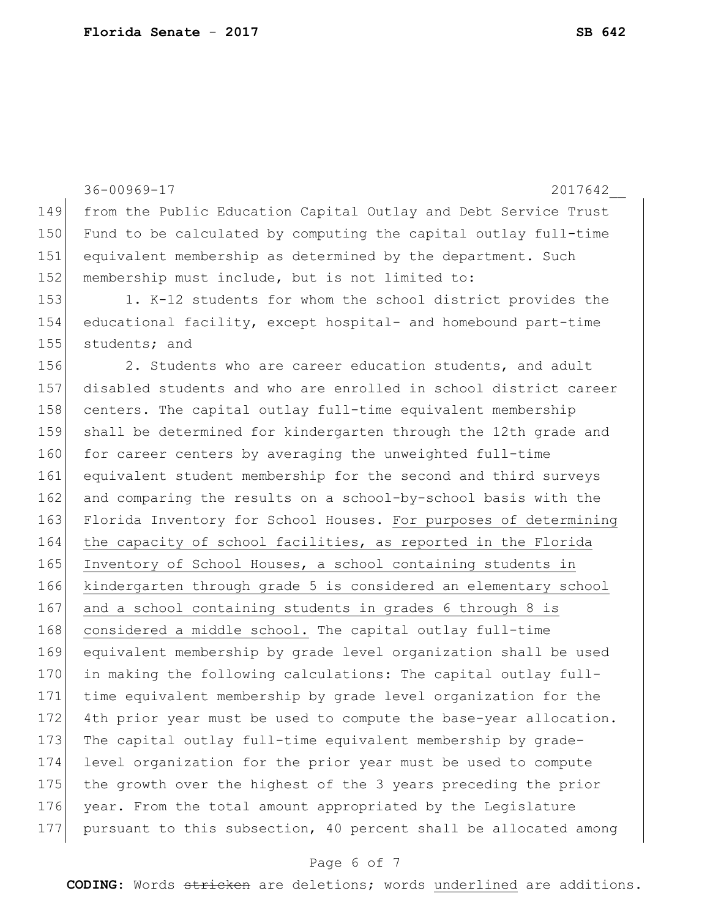from the Public Education Capital Outlay and Debt Service Trust Fund to be calculated by computing the capital outlay full-time equivalent membership as determined by the department. Such membership must include, but is not limited to:

1. K-12 students for whom the school district provides the educational facility, except hospital- and homebound part-time students; and

2. Students who are career education students, and adult disabled students and who are enrolled in school district career centers. The capital outlay full-time equivalent membership shall be determined for kindergarten through the 12th grade and for career centers by averaging the unweighted full-time equivalent student membership for the second and third surveys and comparing the results on a school-by-school basis with the Florida Inventory for School Houses. <u>For purposes of determining the capacity of school facilities, as reported in the Florida Inventory of School Houses, a school containing students in kindergarten through grade 5 is considered an elementary school and a school containing students in grades 6 through 8 is considered a middle school.</u> The capital outlay full-time equivalent membership by grade level organization shall be used in making the following calculations: The capital outlay full-time equivalent membership by grade level organization for the 4th prior year must be used to compute the base-year allocation. The capital outlay full-time equivalent membership by grade-level organization for the prior year must be used to compute the growth over the highest of the 3 years preceding the prior year. From the total amount appropriated by the Legislature pursuant to this subsection, 40 percent shall be allocated among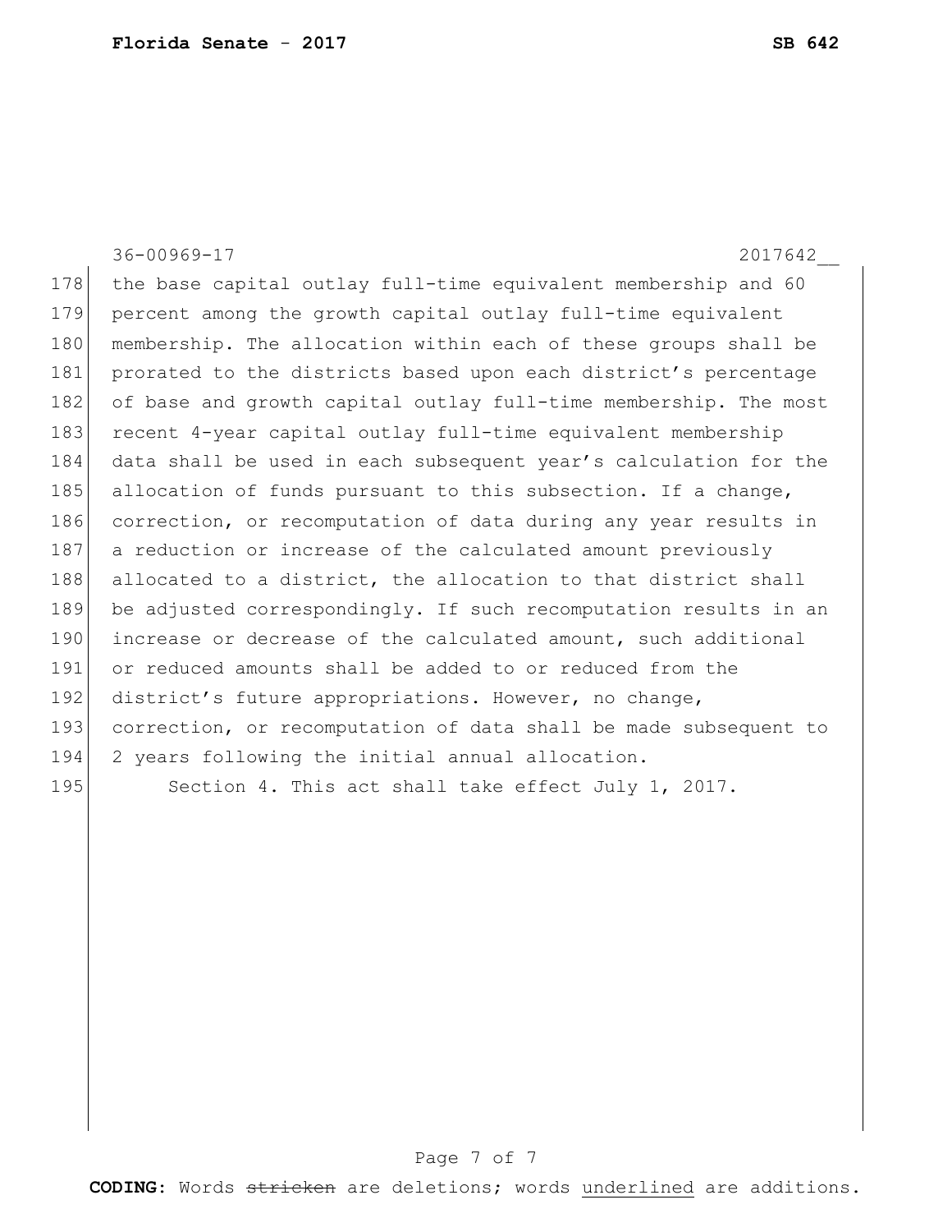36-00969-17 2017642__

the base capital outlay full-time equivalent membership and 60 percent among the growth capital outlay full-time equivalent membership. The allocation within each of these groups shall be prorated to the districts based upon each district's percentage of base and growth capital outlay full-time membership. The most recent 4-year capital outlay full-time equivalent membership data shall be used in each subsequent year's calculation for the allocation of funds pursuant to this subsection. If a change, correction, or recomputation of data during any year results in a reduction or increase of the calculated amount previously allocated to a district, the allocation to that district shall be adjusted correspondingly. If such recomputation results in an increase or decrease of the calculated amount, such additional or reduced amounts shall be added to or reduced from the district's future appropriations. However, no change, correction, or recomputation of data shall be made subsequent to 2 years following the initial annual allocation.

Section 4. This act shall take effect July 1, 2017.

**CODING:** Words ~~stricken~~ are deletions; words <u>underlined</u> are additions.